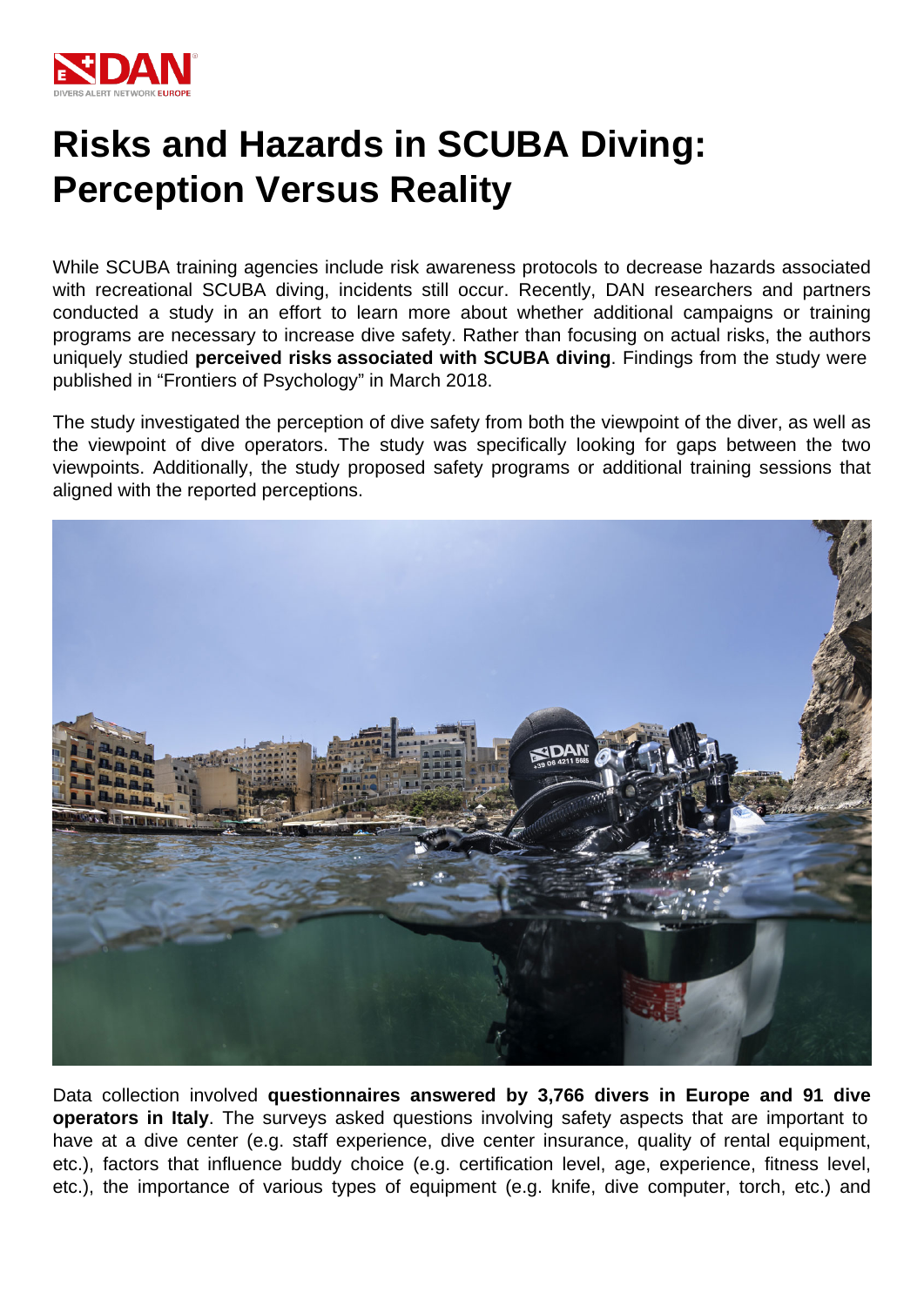# Risks and Hazards in SCUBA Diving: Perception Versus Reality

While SCUBA training agencies include risk awareness protocols to decrease hazards associated with recreational SCUBA diving, incidents still occur. Recently, DAN researchers and partners conducted a study in an effort to learn more about whether additional campaigns or training programs are necessary to increase dive safety. Rather than focusing on actual risks, the authors uniquely studied **perceived risks associated with SCUBA diving**. Findings from the study were published in "Frontiers of Psychology" in March 2018.

The study investigated the perception of dive safety from both the viewpoint of the diver, as well as the viewpoint of dive operators. The study was specifically looking for gaps between the two viewpoints. Additionally, the study proposed safety programs or additional training sessions that aligned with the reported perceptions.

Data collection involved **questionnaires answered by 3,766 divers in Europe and 91 dive operators in Italy**. The surveys asked questions involving safety aspects that are important to have at a dive center (e.g. staff experience, dive center insurance, quality of rental equipment, etc.), factors that influence buddy choice (e.g. certification level, age, experience, fitness level, etc.), the importance of various types of equipment (e.g. knife, dive computer, torch, etc.) and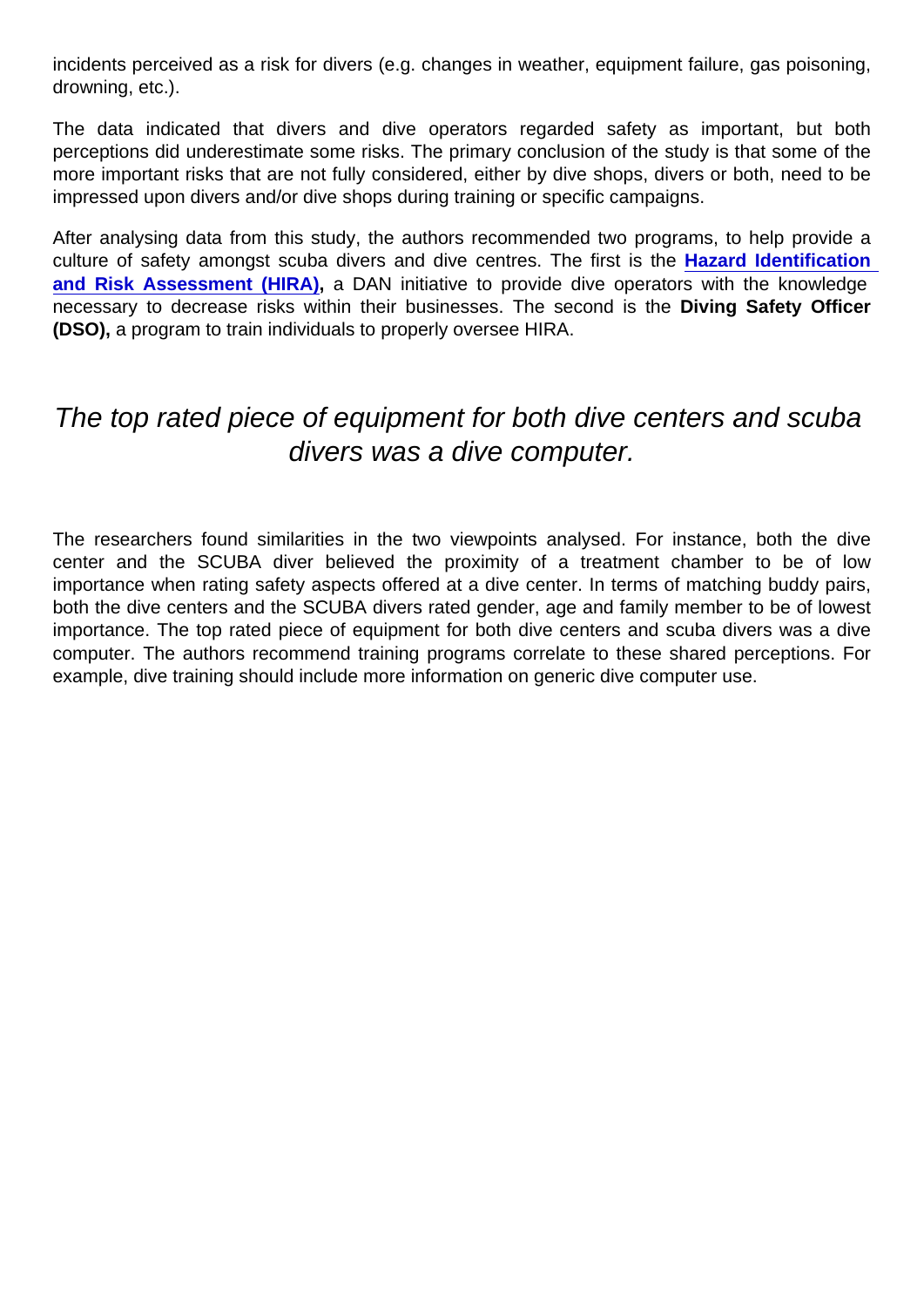incidents perceived as a risk for divers (e.g. changes in weather, equipment failure, gas poisoning, drowning, etc.).

The data indicated that divers and dive operators regarded safety as important, but both perceptions did underestimate some risks. The primary conclusion of the study is that some of the more important risks that are not fully considered, either by dive shops, divers or both, need to be impressed upon divers and/or dive shops during training or specific campaigns.

After analysing data from this study, the authors recommended two programs, to help provide a culture of safety amongst scuba divers and dive centres. The first is the **Hazard Identification and Risk Assessment (HIRA),** a DAN initiative to provide dive operators with the knowledge necessary to decrease risks within their businesses. The second is the **Diving Safety Officer (DSO),** a program to train individuals to properly oversee HIRA.

*The top rated piece of equipment for both dive centers and scuba divers was a dive computer.*

The researchers found similarities in the two viewpoints analysed. For instance, both the dive center and the SCUBA diver believed the proximity of a treatment chamber to be of low importance when rating safety aspects offered at a dive center. In terms of matching buddy pairs, both the dive centers and the SCUBA divers rated gender, age and family member to be of lowest importance. The top rated piece of equipment for both dive centers and scuba divers was a dive computer. The authors recommend training programs correlate to these shared perceptions. For example, dive training should include more information on generic dive computer use.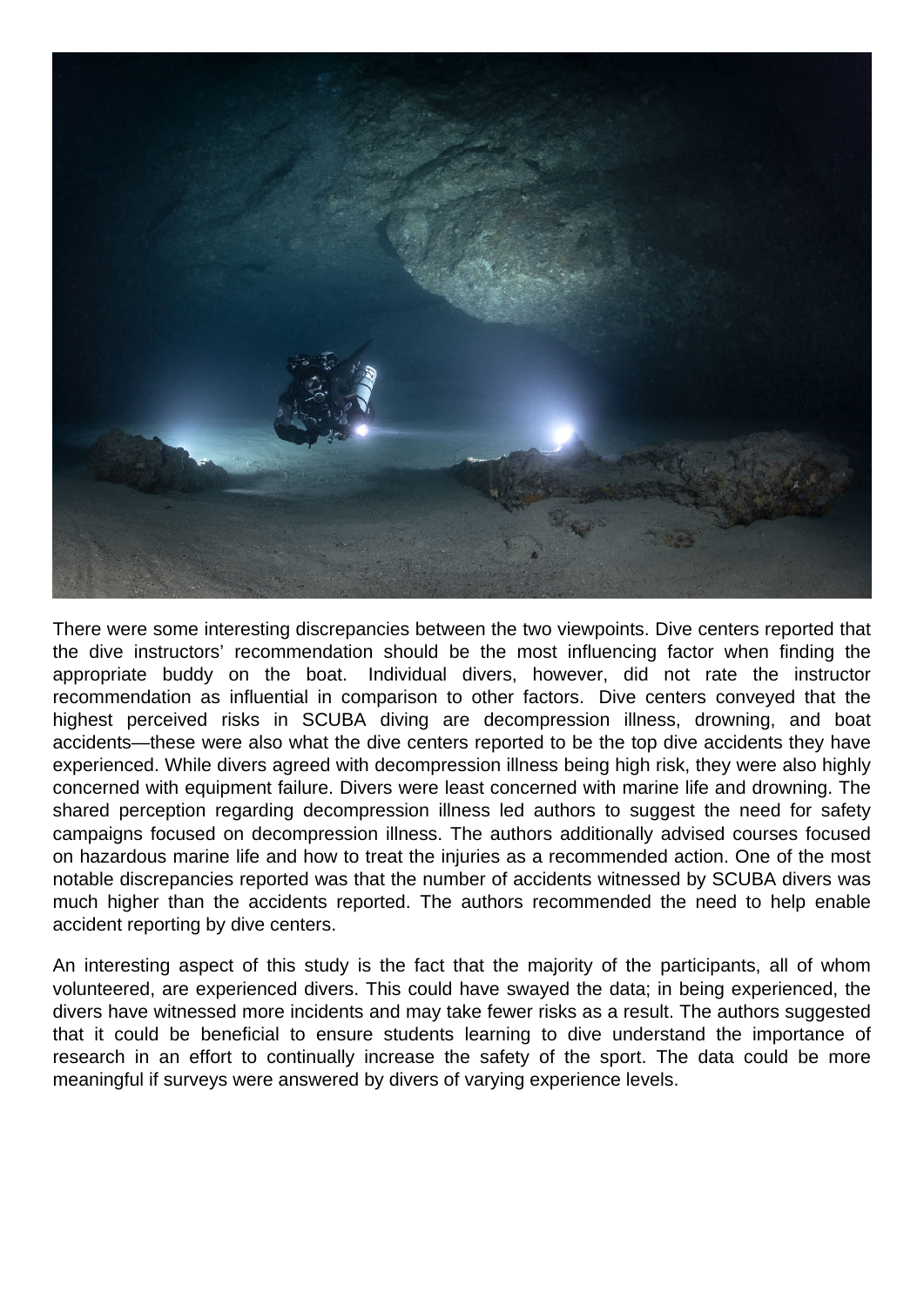There were some interesting discrepancies between the two viewpoints. Dive centers reported that the dive instructors' recommendation should be the most influencing factor when finding the appropriate buddy on the boat. Individual divers, however, did not rate the instructor recommendation as influential in comparison to other factors. Dive centers conveyed that the highest perceived risks in SCUBA diving are decompression illness, drowning, and boat accidents—these were also what the dive centers reported to be the top dive accidents they have experienced. While divers agreed with decompression illness being high risk, they were also highly concerned with equipment failure. Divers were least concerned with marine life and drowning. The shared perception regarding decompression illness led authors to suggest the need for safety campaigns focused on decompression illness. The authors additionally advised courses focused on hazardous marine life and how to treat the injuries as a recommended action. One of the most notable discrepancies reported was that the number of accidents witnessed by SCUBA divers was much higher than the accidents reported. The authors recommended the need to help enable accident reporting by dive centers.

An interesting aspect of this study is the fact that the majority of the participants, all of whom volunteered, are experienced divers. This could have swayed the data; in being experienced, the divers have witnessed more incidents and may take fewer risks as a result. The authors suggested that it could be beneficial to ensure students learning to dive understand the importance of research in an effort to continually increase the safety of the sport. The data could be more meaningful if surveys were answered by divers of varying experience levels.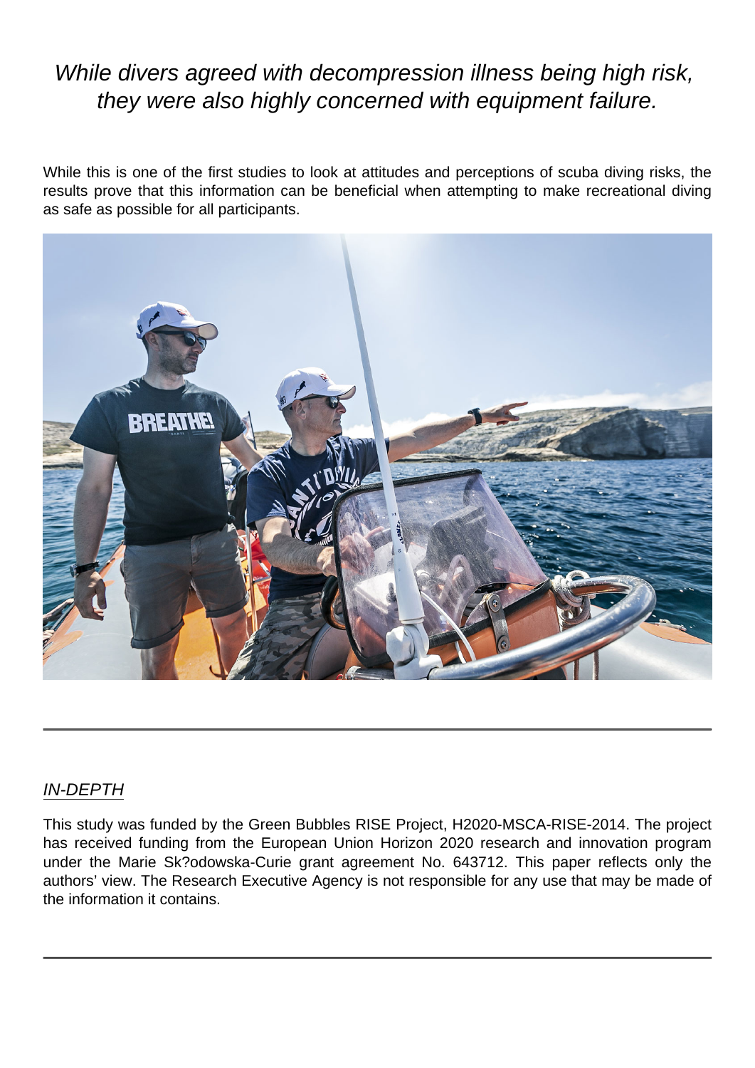*While divers agreed with decompression illness being high risk, they were also highly concerned with equipment failure.*

While this is one of the first studies to look at attitudes and perceptions of scuba diving risks, the results prove that this information can be beneficial when attempting to make recreational diving as safe as possible for all participants.

---

IN-DEPTH

This study was funded by the Green Bubbles RISE Project, H2020-MSCA-RISE-2014. The project has received funding from the European Union Horizon 2020 research and innovation program under the Marie Sk?odowska-Curie grant agreement No. 643712. This paper reflects only the authors' view. The Research Executive Agency is not responsible for any use that may be made of the information it contains.

---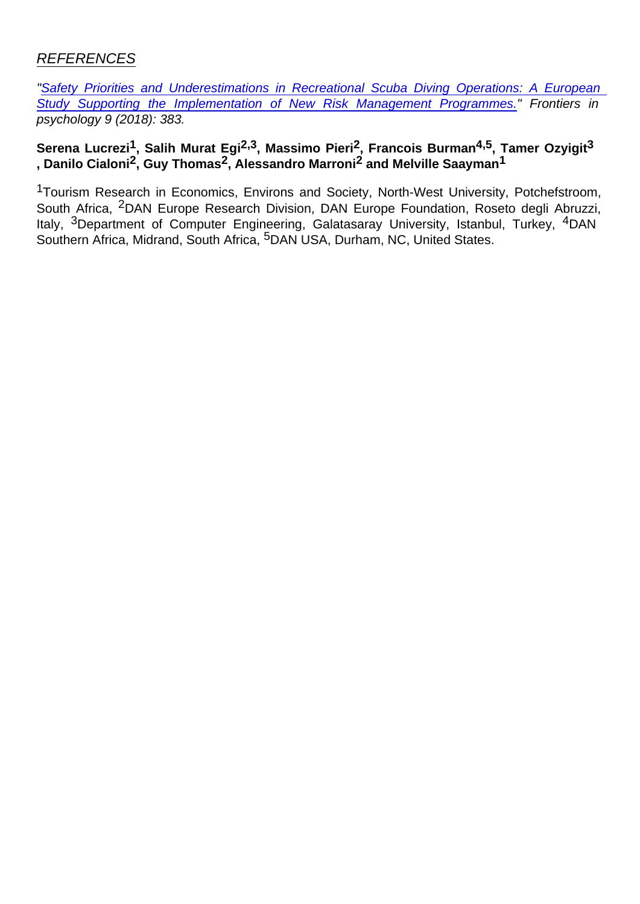## *REFERENCES*

*"[Safety Priorities and Underestimations in Recreational Scuba Diving Operations: A European Study Supporting the Implementation of New Risk Management Programmes.](#)" Frontiers in psychology 9 (2018): 383.*

**Serena Lucrezi[1], Salih Murat Egi[2,3], Massimo Pieri[2], Francois Burman[4,5], Tamer Ozyigit[3], Danilo Cialoni[2], Guy Thomas[2], Alessandro Marroni[2] and Melville Saayman[1]**

[1]Tourism Research in Economics, Environs and Society, North-West University, Potchefstroom, South Africa, [2]DAN Europe Research Division, DAN Europe Foundation, Roseto degli Abruzzi, Italy, [3]Department of Computer Engineering, Galatasaray University, Istanbul, Turkey, [4]DAN Southern Africa, Midrand, South Africa, [5]DAN USA, Durham, NC, United States.